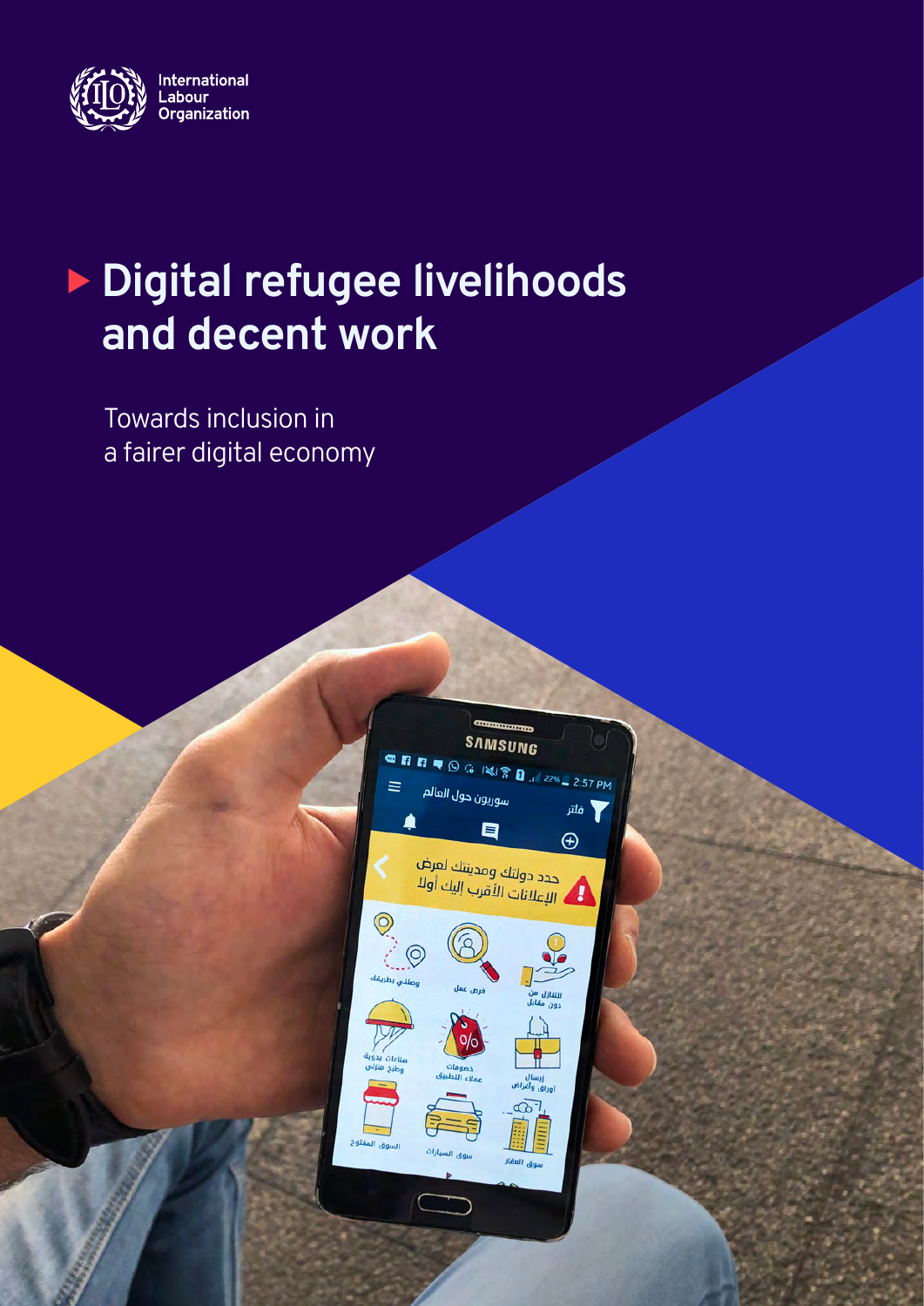International Labour Organization

# Digital refugee livelihoods and decent work

Towards inclusion in a fairer digital economy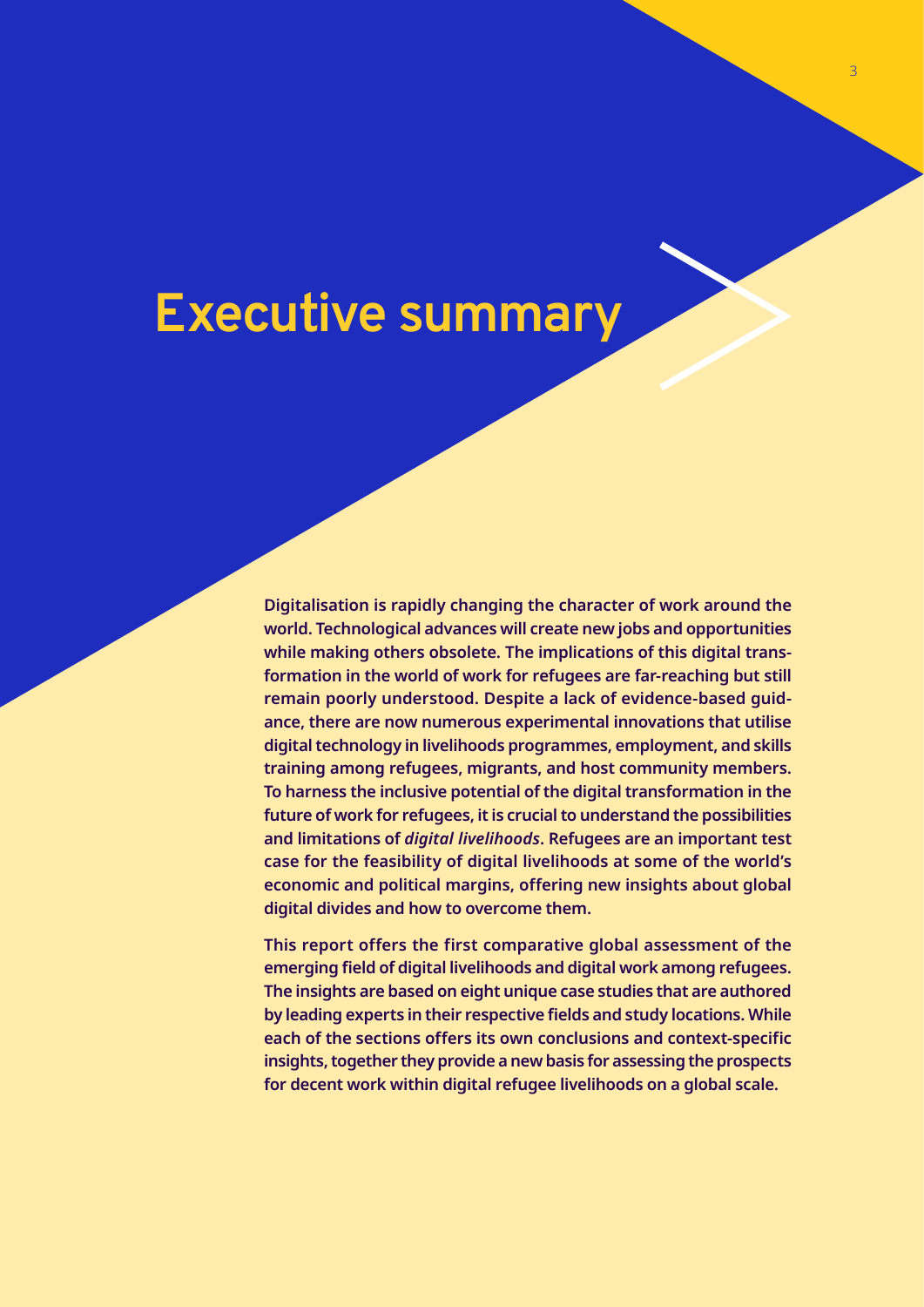# Executive summary

**Digitalisation is rapidly changing the character of work around the world. Technological advances will create new jobs and opportunities while making others obsolete. The implications of this digital transformation in the world of work for refugees are far-reaching but still remain poorly understood. Despite a lack of evidence-based guidance, there are now numerous experimental innovations that utilise digital technology in livelihoods programmes, employment, and skills training among refugees, migrants, and host community members. To harness the inclusive potential of the digital transformation in the future of work for refugees, it is crucial to understand the possibilities and limitations of *digital livelihoods*. Refugees are an important test case for the feasibility of digital livelihoods at some of the world's economic and political margins, offering new insights about global digital divides and how to overcome them.**

**This report offers the first comparative global assessment of the emerging field of digital livelihoods and digital work among refugees. The insights are based on eight unique case studies that are authored by leading experts in their respective fields and study locations. While each of the sections offers its own conclusions and context-specific insights, together they provide a new basis for assessing the prospects for decent work within digital refugee livelihoods on a global scale.**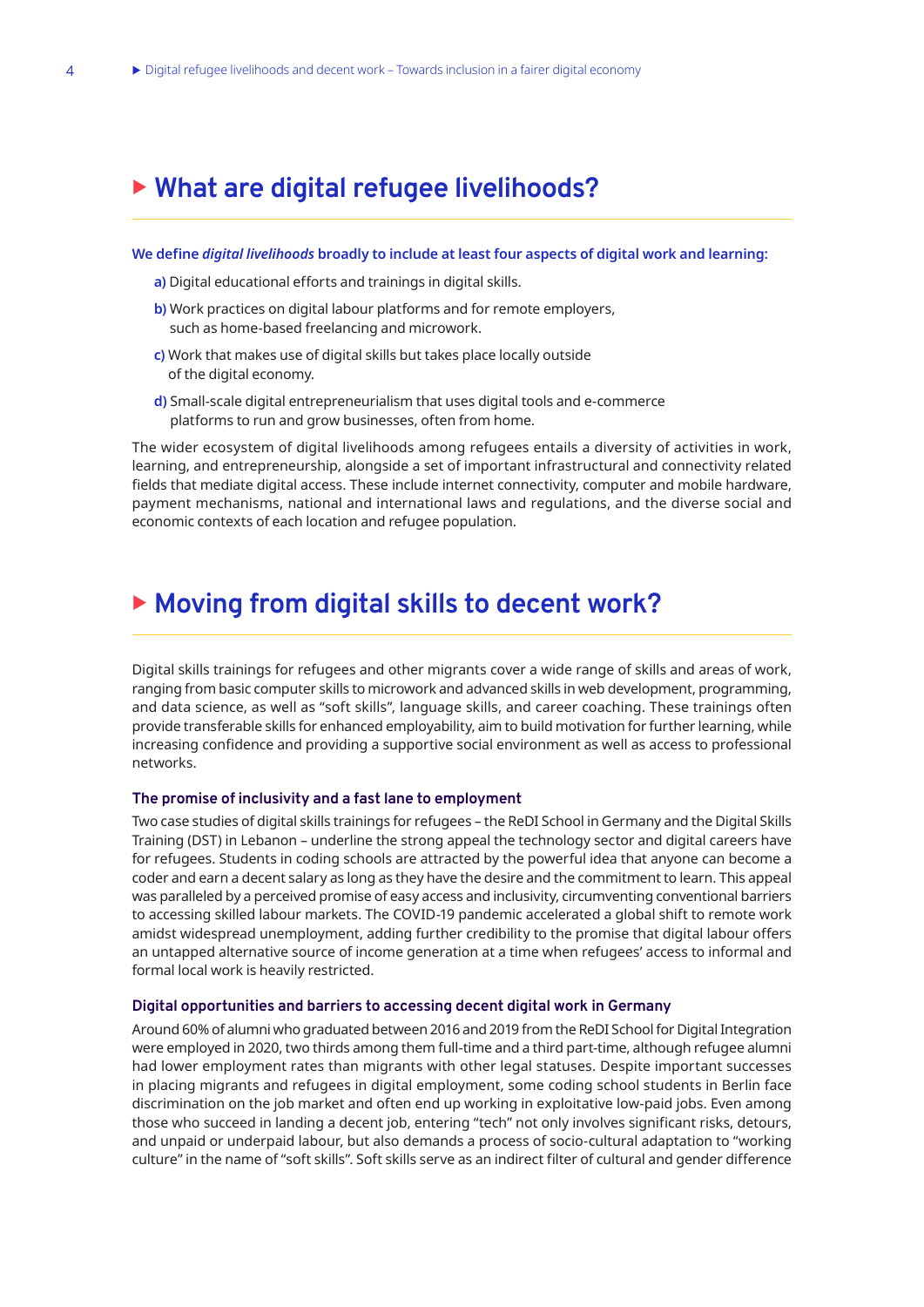## What are digital refugee livelihoods?

**We define *digital livelihoods* broadly to include at least four aspects of digital work and learning:**

**a)** Digital educational efforts and trainings in digital skills.

**b)** Work practices on digital labour platforms and for remote employers, such as home-based freelancing and microwork.

**c)** Work that makes use of digital skills but takes place locally outside of the digital economy.

**d)** Small-scale digital entrepreneurialism that uses digital tools and e-commerce platforms to run and grow businesses, often from home.

The wider ecosystem of digital livelihoods among refugees entails a diversity of activities in work, learning, and entrepreneurship, alongside a set of important infrastructural and connectivity related fields that mediate digital access. These include internet connectivity, computer and mobile hardware, payment mechanisms, national and international laws and regulations, and the diverse social and economic contexts of each location and refugee population.

## Moving from digital skills to decent work?

Digital skills trainings for refugees and other migrants cover a wide range of skills and areas of work, ranging from basic computer skills to microwork and advanced skills in web development, programming, and data science, as well as "soft skills", language skills, and career coaching. These trainings often provide transferable skills for enhanced employability, aim to build motivation for further learning, while increasing confidence and providing a supportive social environment as well as access to professional networks.

### The promise of inclusivity and a fast lane to employment

Two case studies of digital skills trainings for refugees – the ReDI School in Germany and the Digital Skills Training (DST) in Lebanon – underline the strong appeal the technology sector and digital careers have for refugees. Students in coding schools are attracted by the powerful idea that anyone can become a coder and earn a decent salary as long as they have the desire and the commitment to learn. This appeal was paralleled by a perceived promise of easy access and inclusivity, circumventing conventional barriers to accessing skilled labour markets. The COVID-19 pandemic accelerated a global shift to remote work amidst widespread unemployment, adding further credibility to the promise that digital labour offers an untapped alternative source of income generation at a time when refugees' access to informal and formal local work is heavily restricted.

### Digital opportunities and barriers to accessing decent digital work in Germany

Around 60% of alumni who graduated between 2016 and 2019 from the ReDI School for Digital Integration were employed in 2020, two thirds among them full-time and a third part-time, although refugee alumni had lower employment rates than migrants with other legal statuses. Despite important successes in placing migrants and refugees in digital employment, some coding school students in Berlin face discrimination on the job market and often end up working in exploitative low-paid jobs. Even among those who succeed in landing a decent job, entering "tech" not only involves significant risks, detours, and unpaid or underpaid labour, but also demands a process of socio-cultural adaptation to "working culture" in the name of "soft skills". Soft skills serve as an indirect filter of cultural and gender difference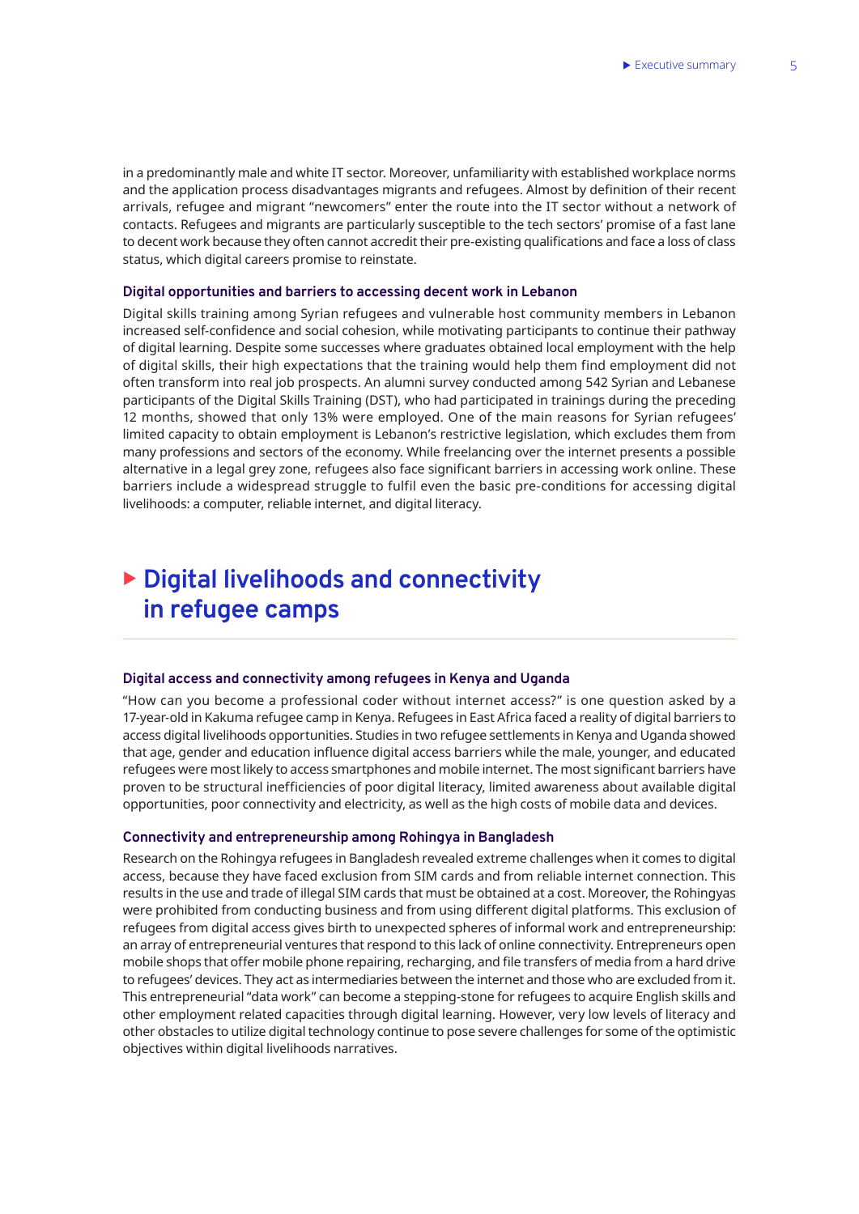in a predominantly male and white IT sector. Moreover, unfamiliarity with established workplace norms and the application process disadvantages migrants and refugees. Almost by definition of their recent arrivals, refugee and migrant "newcomers" enter the route into the IT sector without a network of contacts. Refugees and migrants are particularly susceptible to the tech sectors' promise of a fast lane to decent work because they often cannot accredit their pre-existing qualifications and face a loss of class status, which digital careers promise to reinstate.

### Digital opportunities and barriers to accessing decent work in Lebanon

Digital skills training among Syrian refugees and vulnerable host community members in Lebanon increased self-confidence and social cohesion, while motivating participants to continue their pathway of digital learning. Despite some successes where graduates obtained local employment with the help of digital skills, their high expectations that the training would help them find employment did not often transform into real job prospects. An alumni survey conducted among 542 Syrian and Lebanese participants of the Digital Skills Training (DST), who had participated in trainings during the preceding 12 months, showed that only 13% were employed. One of the main reasons for Syrian refugees' limited capacity to obtain employment is Lebanon's restrictive legislation, which excludes them from many professions and sectors of the economy. While freelancing over the internet presents a possible alternative in a legal grey zone, refugees also face significant barriers in accessing work online. These barriers include a widespread struggle to fulfil even the basic pre-conditions for accessing digital livelihoods: a computer, reliable internet, and digital literacy.

## Digital livelihoods and connectivity in refugee camps

### Digital access and connectivity among refugees in Kenya and Uganda

"How can you become a professional coder without internet access?" is one question asked by a 17-year-old in Kakuma refugee camp in Kenya. Refugees in East Africa faced a reality of digital barriers to access digital livelihoods opportunities. Studies in two refugee settlements in Kenya and Uganda showed that age, gender and education influence digital access barriers while the male, younger, and educated refugees were most likely to access smartphones and mobile internet. The most significant barriers have proven to be structural inefficiencies of poor digital literacy, limited awareness about available digital opportunities, poor connectivity and electricity, as well as the high costs of mobile data and devices.

### Connectivity and entrepreneurship among Rohingya in Bangladesh

Research on the Rohingya refugees in Bangladesh revealed extreme challenges when it comes to digital access, because they have faced exclusion from SIM cards and from reliable internet connection. This results in the use and trade of illegal SIM cards that must be obtained at a cost. Moreover, the Rohingyas were prohibited from conducting business and from using different digital platforms. This exclusion of refugees from digital access gives birth to unexpected spheres of informal work and entrepreneurship: an array of entrepreneurial ventures that respond to this lack of online connectivity. Entrepreneurs open mobile shops that offer mobile phone repairing, recharging, and file transfers of media from a hard drive to refugees' devices. They act as intermediaries between the internet and those who are excluded from it. This entrepreneurial "data work" can become a stepping-stone for refugees to acquire English skills and other employment related capacities through digital learning. However, very low levels of literacy and other obstacles to utilize digital technology continue to pose severe challenges for some of the optimistic objectives within digital livelihoods narratives.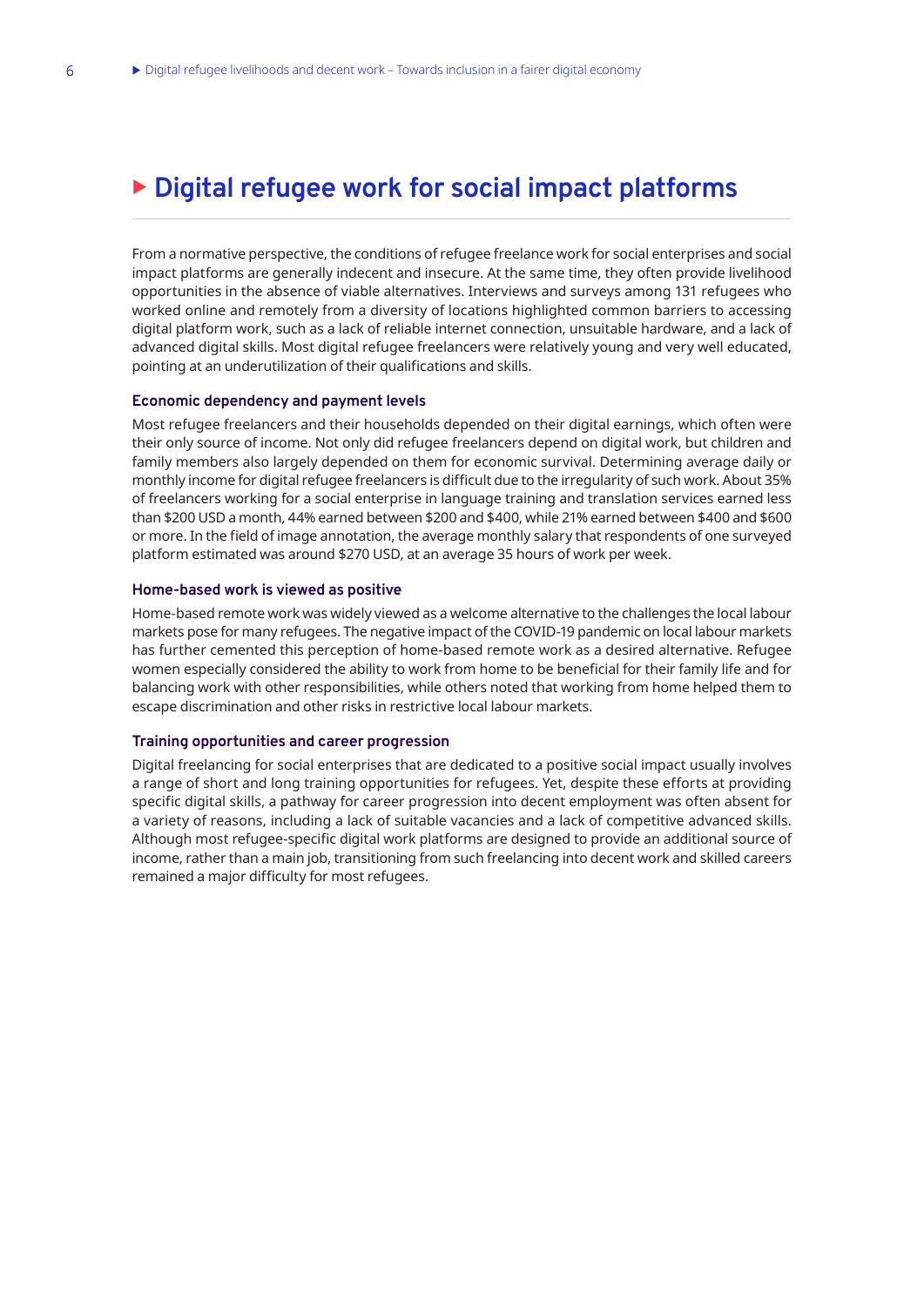## Digital refugee work for social impact platforms

From a normative perspective, the conditions of refugee freelance work for social enterprises and social impact platforms are generally indecent and insecure. At the same time, they often provide livelihood opportunities in the absence of viable alternatives. Interviews and surveys among 131 refugees who worked online and remotely from a diversity of locations highlighted common barriers to accessing digital platform work, such as a lack of reliable internet connection, unsuitable hardware, and a lack of advanced digital skills. Most digital refugee freelancers were relatively young and very well educated, pointing at an underutilization of their qualifications and skills.

### Economic dependency and payment levels

Most refugee freelancers and their households depended on their digital earnings, which often were their only source of income. Not only did refugee freelancers depend on digital work, but children and family members also largely depended on them for economic survival. Determining average daily or monthly income for digital refugee freelancers is difficult due to the irregularity of such work. About 35% of freelancers working for a social enterprise in language training and translation services earned less than $200 USD a month, 44% earned between $200 and $400, while 21% earned between $400 and $600 or more. In the field of image annotation, the average monthly salary that respondents of one surveyed platform estimated was around $270 USD, at an average 35 hours of work per week.

### Home-based work is viewed as positive

Home-based remote work was widely viewed as a welcome alternative to the challenges the local labour markets pose for many refugees. The negative impact of the COVID-19 pandemic on local labour markets has further cemented this perception of home-based remote work as a desired alternative. Refugee women especially considered the ability to work from home to be beneficial for their family life and for balancing work with other responsibilities, while others noted that working from home helped them to escape discrimination and other risks in restrictive local labour markets.

### Training opportunities and career progression

Digital freelancing for social enterprises that are dedicated to a positive social impact usually involves a range of short and long training opportunities for refugees. Yet, despite these efforts at providing specific digital skills, a pathway for career progression into decent employment was often absent for a variety of reasons, including a lack of suitable vacancies and a lack of competitive advanced skills. Although most refugee-specific digital work platforms are designed to provide an additional source of income, rather than a main job, transitioning from such freelancing into decent work and skilled careers remained a major difficulty for most refugees.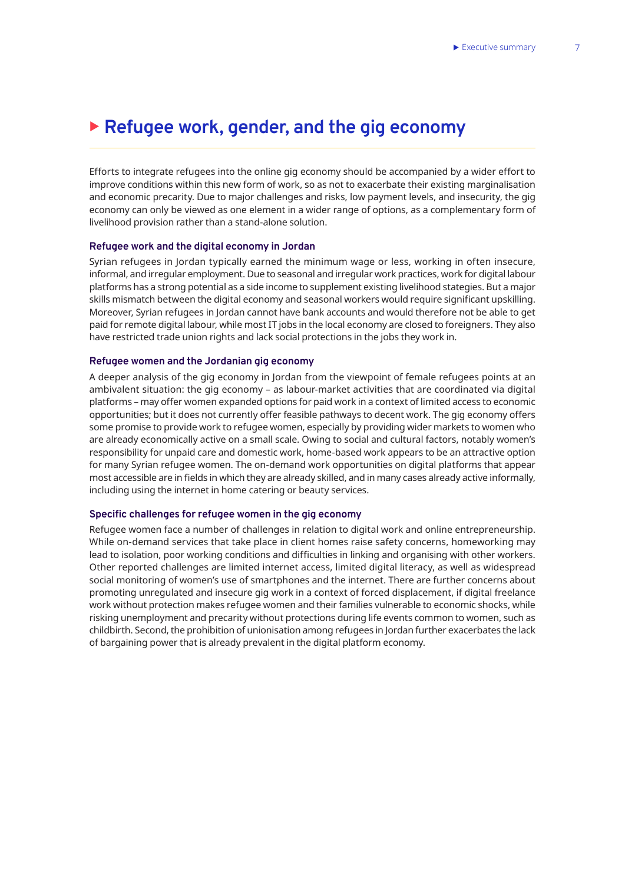# Refugee work, gender, and the gig economy

Efforts to integrate refugees into the online gig economy should be accompanied by a wider effort to improve conditions within this new form of work, so as not to exacerbate their existing marginalisation and economic precarity. Due to major challenges and risks, low payment levels, and insecurity, the gig economy can only be viewed as one element in a wider range of options, as a complementary form of livelihood provision rather than a stand-alone solution.

### Refugee work and the digital economy in Jordan

Syrian refugees in Jordan typically earned the minimum wage or less, working in often insecure, informal, and irregular employment. Due to seasonal and irregular work practices, work for digital labour platforms has a strong potential as a side income to supplement existing livelihood stategies. But a major skills mismatch between the digital economy and seasonal workers would require significant upskilling. Moreover, Syrian refugees in Jordan cannot have bank accounts and would therefore not be able to get paid for remote digital labour, while most IT jobs in the local economy are closed to foreigners. They also have restricted trade union rights and lack social protections in the jobs they work in.

### Refugee women and the Jordanian gig economy

A deeper analysis of the gig economy in Jordan from the viewpoint of female refugees points at an ambivalent situation: the gig economy – as labour-market activities that are coordinated via digital platforms – may offer women expanded options for paid work in a context of limited access to economic opportunities; but it does not currently offer feasible pathways to decent work. The gig economy offers some promise to provide work to refugee women, especially by providing wider markets to women who are already economically active on a small scale. Owing to social and cultural factors, notably women's responsibility for unpaid care and domestic work, home-based work appears to be an attractive option for many Syrian refugee women. The on-demand work opportunities on digital platforms that appear most accessible are in fields in which they are already skilled, and in many cases already active informally, including using the internet in home catering or beauty services.

### Specific challenges for refugee women in the gig economy

Refugee women face a number of challenges in relation to digital work and online entrepreneurship. While on-demand services that take place in client homes raise safety concerns, homeworking may lead to isolation, poor working conditions and difficulties in linking and organising with other workers. Other reported challenges are limited internet access, limited digital literacy, as well as widespread social monitoring of women's use of smartphones and the internet. There are further concerns about promoting unregulated and insecure gig work in a context of forced displacement, if digital freelance work without protection makes refugee women and their families vulnerable to economic shocks, while risking unemployment and precarity without protections during life events common to women, such as childbirth. Second, the prohibition of unionisation among refugees in Jordan further exacerbates the lack of bargaining power that is already prevalent in the digital platform economy.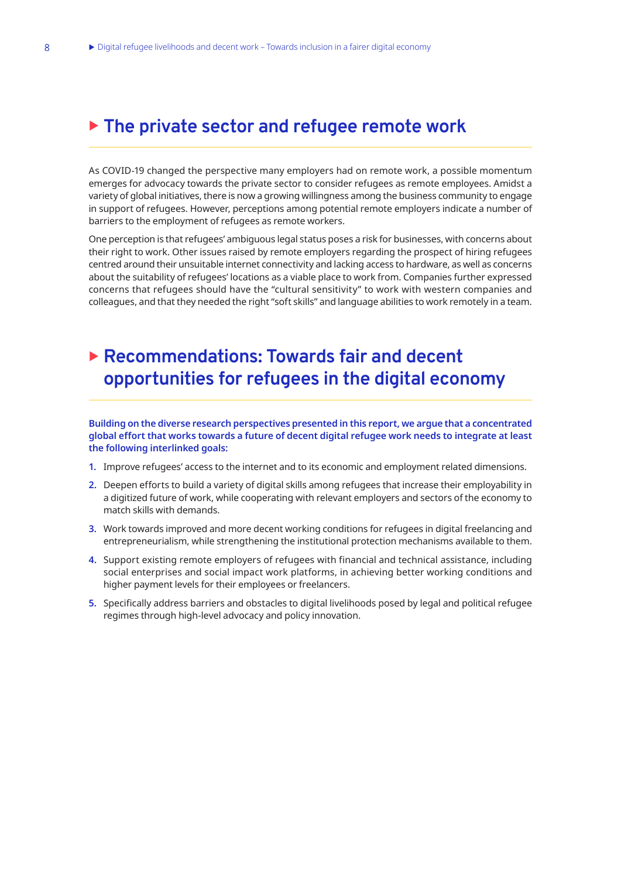## The private sector and refugee remote work

As COVID-19 changed the perspective many employers had on remote work, a possible momentum emerges for advocacy towards the private sector to consider refugees as remote employees. Amidst a variety of global initiatives, there is now a growing willingness among the business community to engage in support of refugees. However, perceptions among potential remote employers indicate a number of barriers to the employment of refugees as remote workers.

One perception is that refugees' ambiguous legal status poses a risk for businesses, with concerns about their right to work. Other issues raised by remote employers regarding the prospect of hiring refugees centred around their unsuitable internet connectivity and lacking access to hardware, as well as concerns about the suitability of refugees' locations as a viable place to work from. Companies further expressed concerns that refugees should have the "cultural sensitivity" to work with western companies and colleagues, and that they needed the right "soft skills" and language abilities to work remotely in a team.

## Recommendations: Towards fair and decent opportunities for refugees in the digital economy

**Building on the diverse research perspectives presented in this report, we argue that a concentrated global effort that works towards a future of decent digital refugee work needs to integrate at least the following interlinked goals:**

1. Improve refugees' access to the internet and to its economic and employment related dimensions.
2. Deepen efforts to build a variety of digital skills among refugees that increase their employability in a digitized future of work, while cooperating with relevant employers and sectors of the economy to match skills with demands.
3. Work towards improved and more decent working conditions for refugees in digital freelancing and entrepreneurialism, while strengthening the institutional protection mechanisms available to them.
4. Support existing remote employers of refugees with financial and technical assistance, including social enterprises and social impact work platforms, in achieving better working conditions and higher payment levels for their employees or freelancers.
5. Specifically address barriers and obstacles to digital livelihoods posed by legal and political refugee regimes through high-level advocacy and policy innovation.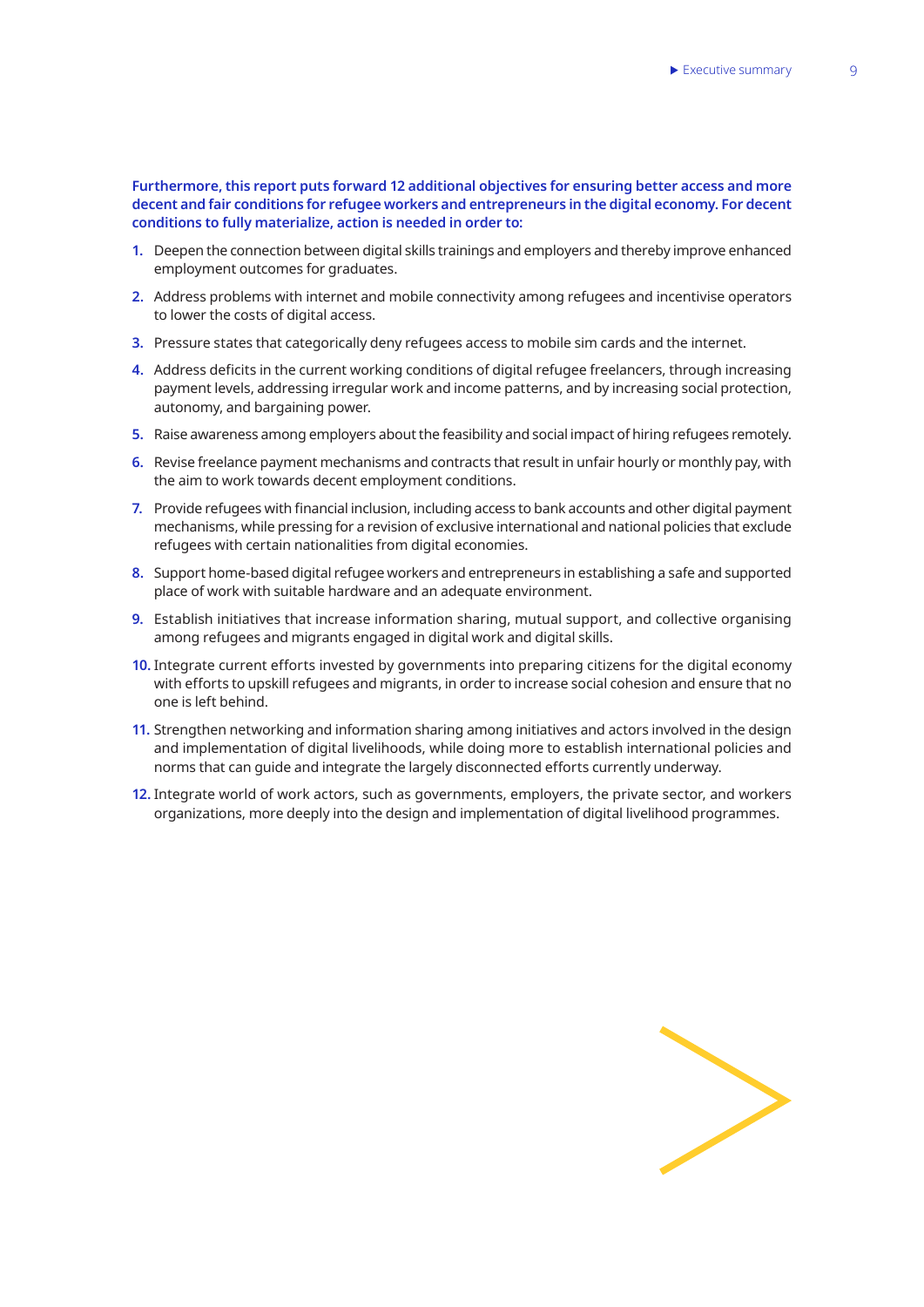**Furthermore, this report puts forward 12 additional objectives for ensuring better access and more decent and fair conditions for refugee workers and entrepreneurs in the digital economy. For decent conditions to fully materialize, action is needed in order to:**

1. Deepen the connection between digital skills trainings and employers and thereby improve enhanced employment outcomes for graduates.
2. Address problems with internet and mobile connectivity among refugees and incentivise operators to lower the costs of digital access.
3. Pressure states that categorically deny refugees access to mobile sim cards and the internet.
4. Address deficits in the current working conditions of digital refugee freelancers, through increasing payment levels, addressing irregular work and income patterns, and by increasing social protection, autonomy, and bargaining power.
5. Raise awareness among employers about the feasibility and social impact of hiring refugees remotely.
6. Revise freelance payment mechanisms and contracts that result in unfair hourly or monthly pay, with the aim to work towards decent employment conditions.
7. Provide refugees with financial inclusion, including access to bank accounts and other digital payment mechanisms, while pressing for a revision of exclusive international and national policies that exclude refugees with certain nationalities from digital economies.
8. Support home-based digital refugee workers and entrepreneurs in establishing a safe and supported place of work with suitable hardware and an adequate environment.
9. Establish initiatives that increase information sharing, mutual support, and collective organising among refugees and migrants engaged in digital work and digital skills.
10. Integrate current efforts invested by governments into preparing citizens for the digital economy with efforts to upskill refugees and migrants, in order to increase social cohesion and ensure that no one is left behind.
11. Strengthen networking and information sharing among initiatives and actors involved in the design and implementation of digital livelihoods, while doing more to establish international policies and norms that can guide and integrate the largely disconnected efforts currently underway.
12. Integrate world of work actors, such as governments, employers, the private sector, and workers organizations, more deeply into the design and implementation of digital livelihood programmes.